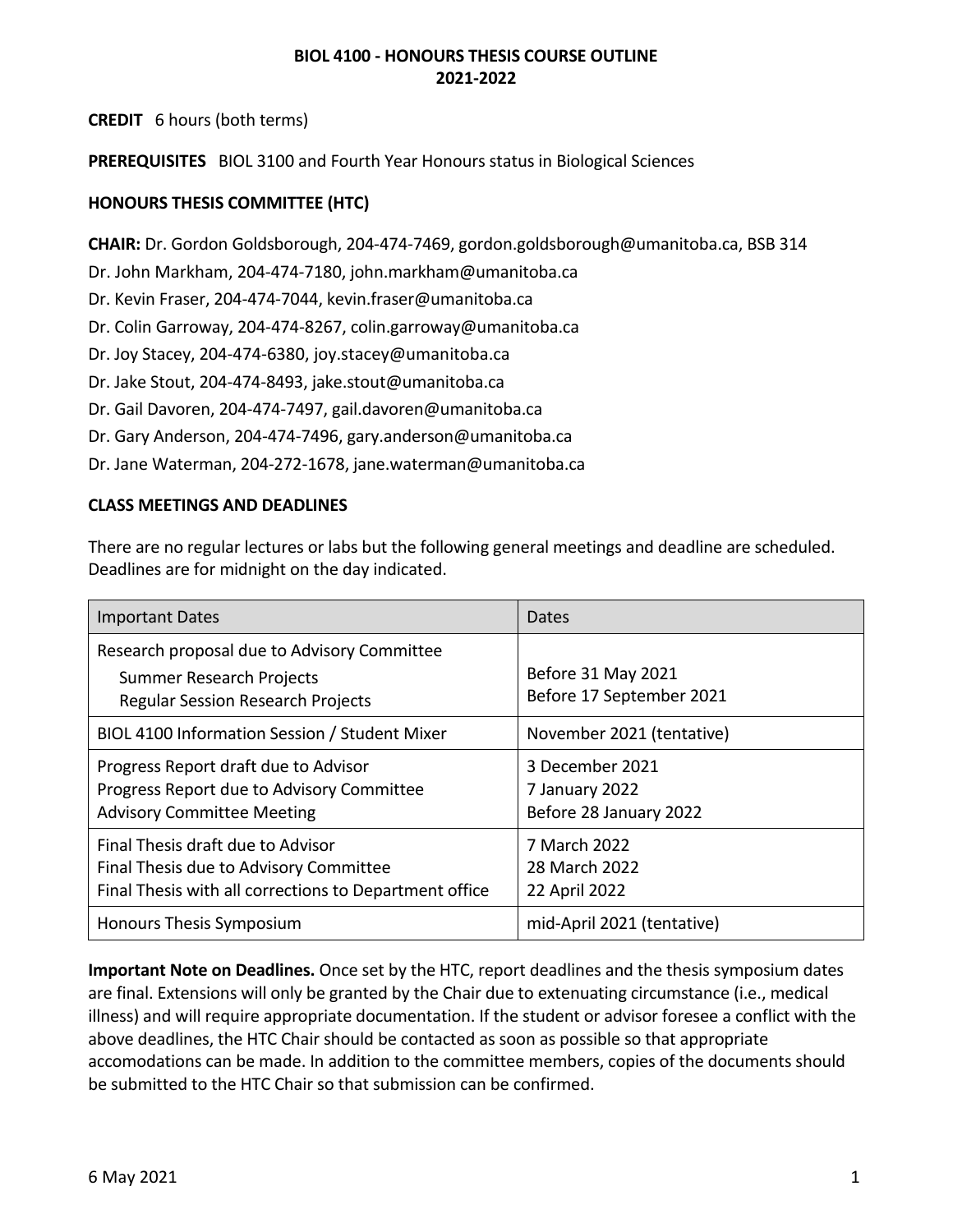# BIOL 4100 - HONOURS THESIS COURSE OUTLINE
# 2021-2022

**CREDIT** 6 hours (both terms)

**PREREQUISITES** BIOL 3100 and Fourth Year Honours status in Biological Sciences

## HONOURS THESIS COMMITTEE (HTC)

**CHAIR:** Dr. Gordon Goldsborough, 204-474-7469, gordon.goldsborough@umanitoba.ca, BSB 314

Dr. John Markham, 204-474-7180, john.markham@umanitoba.ca

Dr. Kevin Fraser, 204-474-7044, kevin.fraser@umanitoba.ca

Dr. Colin Garroway, 204-474-8267, colin.garroway@umanitoba.ca

Dr. Joy Stacey, 204-474-6380, joy.stacey@umanitoba.ca

Dr. Jake Stout, 204-474-8493, jake.stout@umanitoba.ca

Dr. Gail Davoren, 204-474-7497, gail.davoren@umanitoba.ca

Dr. Gary Anderson, 204-474-7496, gary.anderson@umanitoba.ca

Dr. Jane Waterman, 204-272-1678, jane.waterman@umanitoba.ca

## CLASS MEETINGS AND DEADLINES

There are no regular lectures or labs but the following general meetings and deadline are scheduled. Deadlines are for midnight on the day indicated.

| Important Dates | Dates |
|---|---|
| Research proposal due to Advisory Committee<br>Summer Research Projects<br>Regular Session Research Projects | <br>Before 31 May 2021<br>Before 17 September 2021 |
| BIOL 4100 Information Session / Student Mixer | November 2021 (tentative) |
| Progress Report draft due to Advisor<br>Progress Report due to Advisory Committee<br>Advisory Committee Meeting | 3 December 2021<br>7 January 2022<br>Before 28 January 2022 |
| Final Thesis draft due to Advisor<br>Final Thesis due to Advisory Committee<br>Final Thesis with all corrections to Department office | 7 March 2022<br>28 March 2022<br>22 April 2022 |
| Honours Thesis Symposium | mid-April 2021 (tentative) |

**Important Note on Deadlines.** Once set by the HTC, report deadlines and the thesis symposium dates are final. Extensions will only be granted by the Chair due to extenuating circumstance (i.e., medical illness) and will require appropriate documentation. If the student or advisor foresee a conflict with the above deadlines, the HTC Chair should be contacted as soon as possible so that appropriate accomodations can be made. In addition to the committee members, copies of the documents should be submitted to the HTC Chair so that submission can be confirmed.

6 May 2021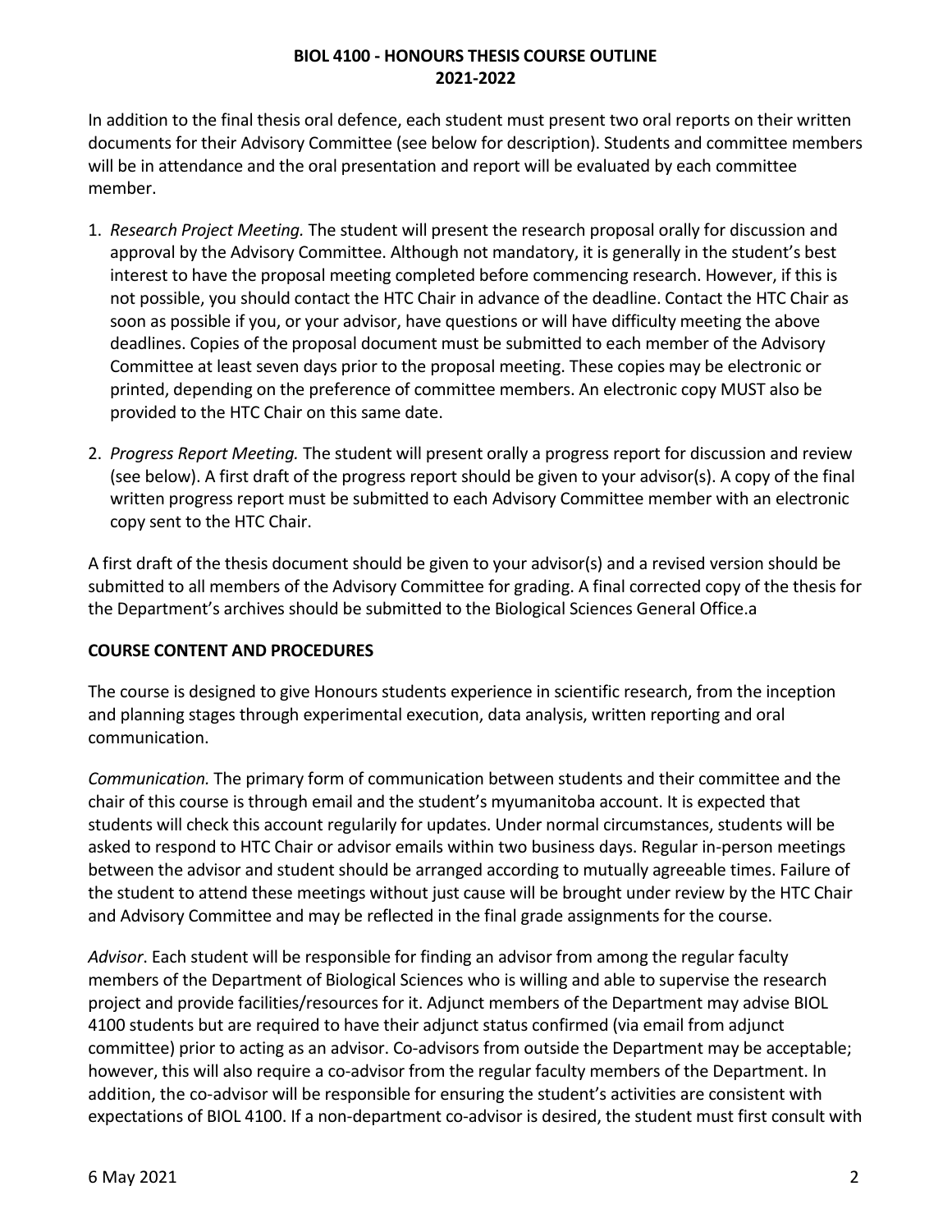In addition to the final thesis oral defence, each student must present two oral reports on their written documents for their Advisory Committee (see below for description). Students and committee members will be in attendance and the oral presentation and report will be evaluated by each committee member.

1. *Research Project Meeting.* The student will present the research proposal orally for discussion and approval by the Advisory Committee. Although not mandatory, it is generally in the student's best interest to have the proposal meeting completed before commencing research. However, if this is not possible, you should contact the HTC Chair in advance of the deadline. Contact the HTC Chair as soon as possible if you, or your advisor, have questions or will have difficulty meeting the above deadlines. Copies of the proposal document must be submitted to each member of the Advisory Committee at least seven days prior to the proposal meeting. These copies may be electronic or printed, depending on the preference of committee members. An electronic copy MUST also be provided to the HTC Chair on this same date.

2. *Progress Report Meeting.* The student will present orally a progress report for discussion and review (see below). A first draft of the progress report should be given to your advisor(s). A copy of the final written progress report must be submitted to each Advisory Committee member with an electronic copy sent to the HTC Chair.

A first draft of the thesis document should be given to your advisor(s) and a revised version should be submitted to all members of the Advisory Committee for grading. A final corrected copy of the thesis for the Department's archives should be submitted to the Biological Sciences General Office.a

## COURSE CONTENT AND PROCEDURES

The course is designed to give Honours students experience in scientific research, from the inception and planning stages through experimental execution, data analysis, written reporting and oral communication.

*Communication.* The primary form of communication between students and their committee and the chair of this course is through email and the student's myumanitoba account. It is expected that students will check this account regularly for updates. Under normal circumstances, students will be asked to respond to HTC Chair or advisor emails within two business days. Regular in-person meetings between the advisor and student should be arranged according to mutually agreeable times. Failure of the student to attend these meetings without just cause will be brought under review by the HTC Chair and Advisory Committee and may be reflected in the final grade assignments for the course.

*Advisor*. Each student will be responsible for finding an advisor from among the regular faculty members of the Department of Biological Sciences who is willing and able to supervise the research project and provide facilities/resources for it. Adjunct members of the Department may advise BIOL 4100 students but are required to have their adjunct status confirmed (via email from adjunct committee) prior to acting as an advisor. Co-advisors from outside the Department may be acceptable; however, this will also require a co-advisor from the regular faculty members of the Department. In addition, the co-advisor will be responsible for ensuring the student's activities are consistent with expectations of BIOL 4100. If a non-department co-advisor is desired, the student must first consult with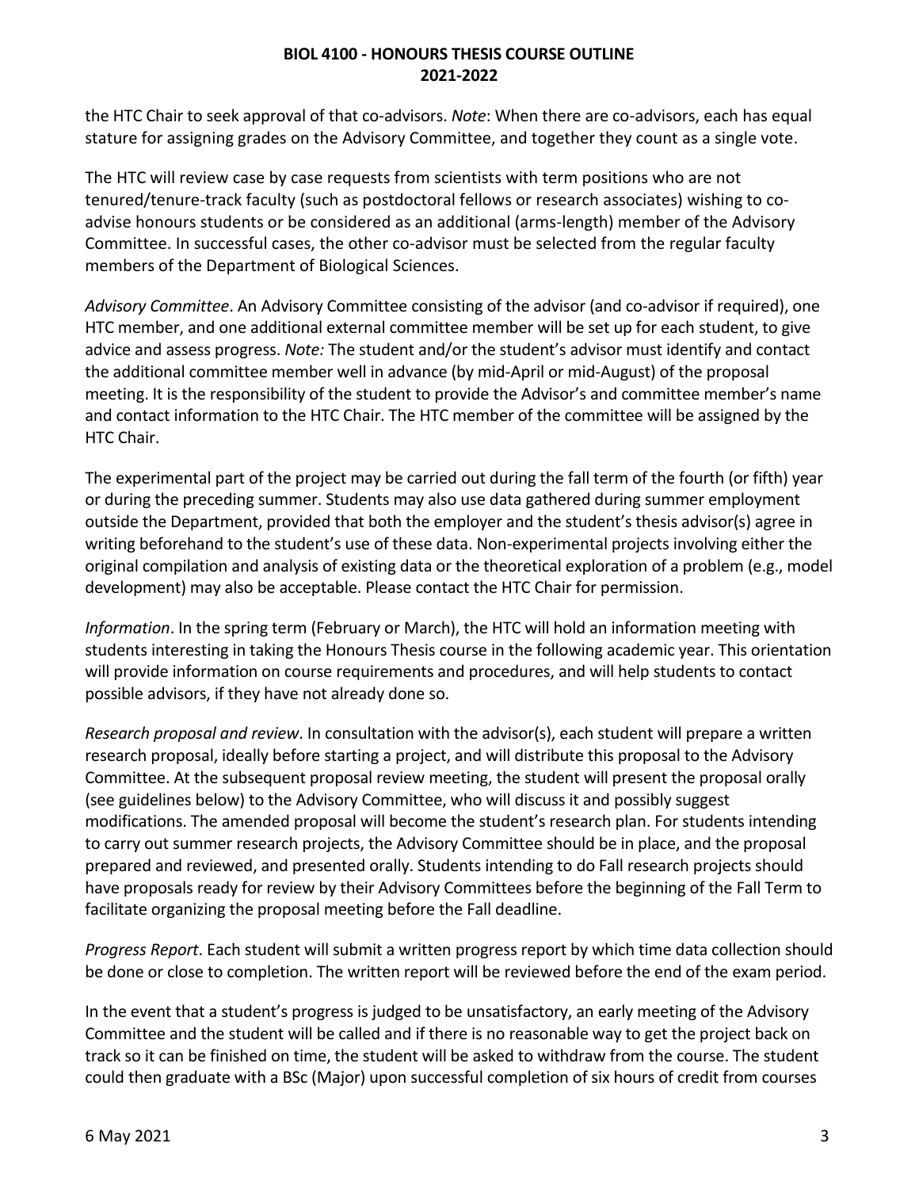the HTC Chair to seek approval of that co-advisors. *Note*: When there are co-advisors, each has equal stature for assigning grades on the Advisory Committee, and together they count as a single vote.

The HTC will review case by case requests from scientists with term positions who are not tenured/tenure-track faculty (such as postdoctoral fellows or research associates) wishing to co-advise honours students or be considered as an additional (arms-length) member of the Advisory Committee. In successful cases, the other co-advisor must be selected from the regular faculty members of the Department of Biological Sciences.

*Advisory Committee*. An Advisory Committee consisting of the advisor (and co-advisor if required), one HTC member, and one additional external committee member will be set up for each student, to give advice and assess progress. *Note:* The student and/or the student's advisor must identify and contact the additional committee member well in advance (by mid-April or mid-August) of the proposal meeting. It is the responsibility of the student to provide the Advisor's and committee member's name and contact information to the HTC Chair. The HTC member of the committee will be assigned by the HTC Chair.

The experimental part of the project may be carried out during the fall term of the fourth (or fifth) year or during the preceding summer. Students may also use data gathered during summer employment outside the Department, provided that both the employer and the student's thesis advisor(s) agree in writing beforehand to the student's use of these data. Non-experimental projects involving either the original compilation and analysis of existing data or the theoretical exploration of a problem (e.g., model development) may also be acceptable. Please contact the HTC Chair for permission.

*Information*. In the spring term (February or March), the HTC will hold an information meeting with students interesting in taking the Honours Thesis course in the following academic year. This orientation will provide information on course requirements and procedures, and will help students to contact possible advisors, if they have not already done so.

*Research proposal and review*. In consultation with the advisor(s), each student will prepare a written research proposal, ideally before starting a project, and will distribute this proposal to the Advisory Committee. At the subsequent proposal review meeting, the student will present the proposal orally (see guidelines below) to the Advisory Committee, who will discuss it and possibly suggest modifications. The amended proposal will become the student's research plan. For students intending to carry out summer research projects, the Advisory Committee should be in place, and the proposal prepared and reviewed, and presented orally. Students intending to do Fall research projects should have proposals ready for review by their Advisory Committees before the beginning of the Fall Term to facilitate organizing the proposal meeting before the Fall deadline.

*Progress Report*. Each student will submit a written progress report by which time data collection should be done or close to completion. The written report will be reviewed before the end of the exam period.

In the event that a student's progress is judged to be unsatisfactory, an early meeting of the Advisory Committee and the student will be called and if there is no reasonable way to get the project back on track so it can be finished on time, the student will be asked to withdraw from the course. The student could then graduate with a BSc (Major) upon successful completion of six hours of credit from courses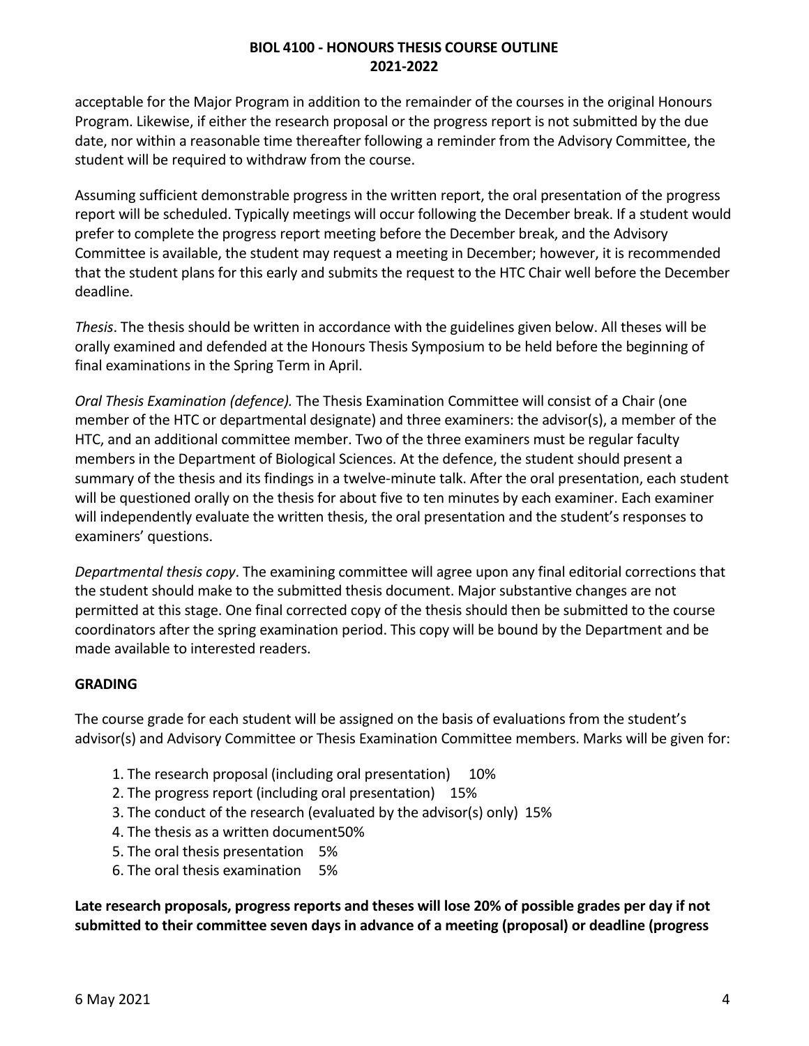acceptable for the Major Program in addition to the remainder of the courses in the original Honours Program. Likewise, if either the research proposal or the progress report is not submitted by the due date, nor within a reasonable time thereafter following a reminder from the Advisory Committee, the student will be required to withdraw from the course.

Assuming sufficient demonstrable progress in the written report, the oral presentation of the progress report will be scheduled. Typically meetings will occur following the December break. If a student would prefer to complete the progress report meeting before the December break, and the Advisory Committee is available, the student may request a meeting in December; however, it is recommended that the student plans for this early and submits the request to the HTC Chair well before the December deadline.

*Thesis*. The thesis should be written in accordance with the guidelines given below. All theses will be orally examined and defended at the Honours Thesis Symposium to be held before the beginning of final examinations in the Spring Term in April.

*Oral Thesis Examination (defence).* The Thesis Examination Committee will consist of a Chair (one member of the HTC or departmental designate) and three examiners: the advisor(s), a member of the HTC, and an additional committee member. Two of the three examiners must be regular faculty members in the Department of Biological Sciences. At the defence, the student should present a summary of the thesis and its findings in a twelve-minute talk. After the oral presentation, each student will be questioned orally on the thesis for about five to ten minutes by each examiner. Each examiner will independently evaluate the written thesis, the oral presentation and the student's responses to examiners' questions.

*Departmental thesis copy*. The examining committee will agree upon any final editorial corrections that the student should make to the submitted thesis document. Major substantive changes are not permitted at this stage. One final corrected copy of the thesis should then be submitted to the course coordinators after the spring examination period. This copy will be bound by the Department and be made available to interested readers.

## GRADING

The course grade for each student will be assigned on the basis of evaluations from the student's advisor(s) and Advisory Committee or Thesis Examination Committee members. Marks will be given for:

1. The research proposal (including oral presentation) 10%
2. The progress report (including oral presentation) 15%
3. The conduct of the research (evaluated by the advisor(s) only) 15%
4. The thesis as a written document50%
5. The oral thesis presentation 5%
6. The oral thesis examination 5%

**Late research proposals, progress reports and theses will lose 20% of possible grades per day if not submitted to their committee seven days in advance of a meeting (proposal) or deadline (progress**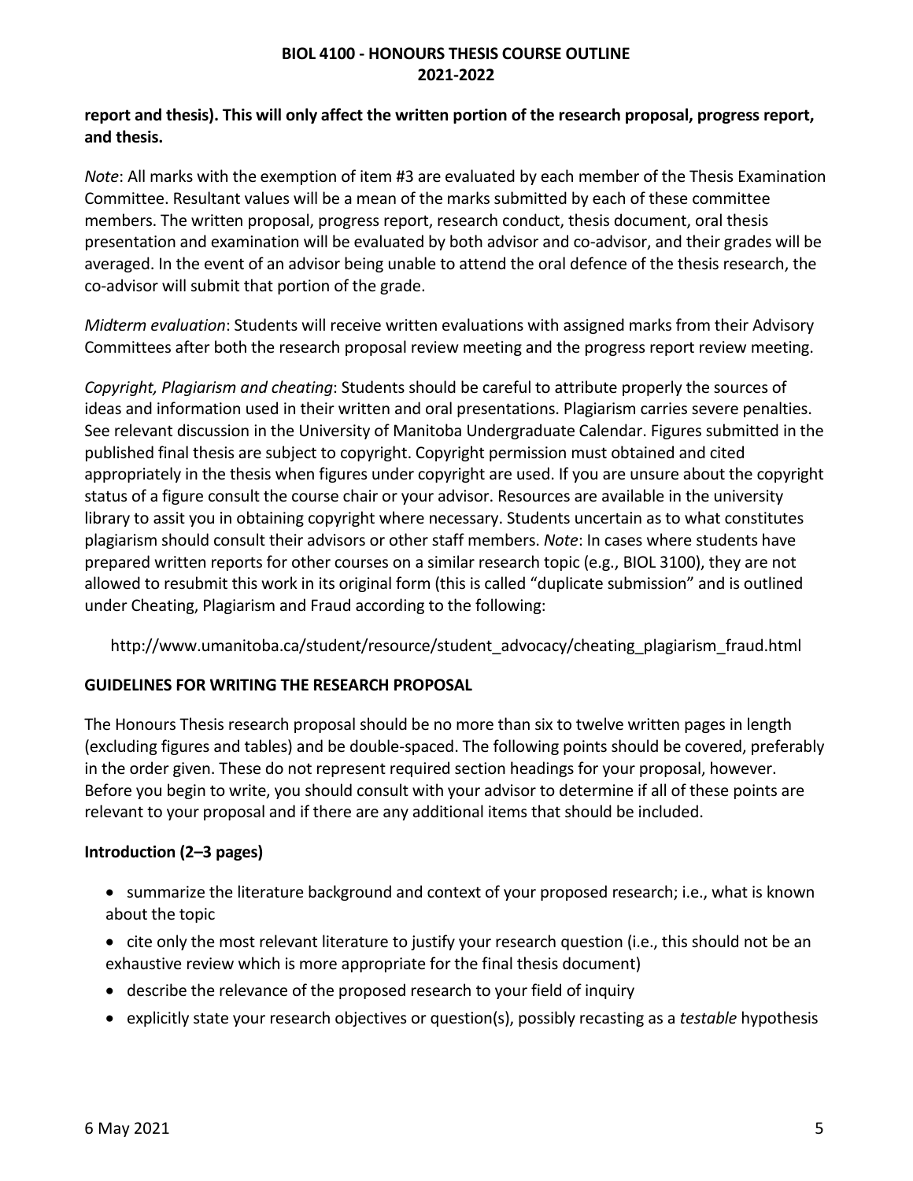**report and thesis). This will only affect the written portion of the research proposal, progress report, and thesis.**

*Note*: All marks with the exemption of item #3 are evaluated by each member of the Thesis Examination Committee. Resultant values will be a mean of the marks submitted by each of these committee members. The written proposal, progress report, research conduct, thesis document, oral thesis presentation and examination will be evaluated by both advisor and co-advisor, and their grades will be averaged. In the event of an advisor being unable to attend the oral defence of the thesis research, the co-advisor will submit that portion of the grade.

*Midterm evaluation*: Students will receive written evaluations with assigned marks from their Advisory Committees after both the research proposal review meeting and the progress report review meeting.

*Copyright, Plagiarism and cheating*: Students should be careful to attribute properly the sources of ideas and information used in their written and oral presentations. Plagiarism carries severe penalties. See relevant discussion in the University of Manitoba Undergraduate Calendar. Figures submitted in the published final thesis are subject to copyright. Copyright permission must obtained and cited appropriately in the thesis when figures under copyright are used. If you are unsure about the copyright status of a figure consult the course chair or your advisor. Resources are available in the university library to assit you in obtaining copyright where necessary. Students uncertain as to what constitutes plagiarism should consult their advisors or other staff members. *Note*: In cases where students have prepared written reports for other courses on a similar research topic (e.g., BIOL 3100), they are not allowed to resubmit this work in its original form (this is called "duplicate submission" and is outlined under Cheating, Plagiarism and Fraud according to the following:

http://www.umanitoba.ca/student/resource/student_advocacy/cheating_plagiarism_fraud.html

## GUIDELINES FOR WRITING THE RESEARCH PROPOSAL

The Honours Thesis research proposal should be no more than six to twelve written pages in length (excluding figures and tables) and be double-spaced. The following points should be covered, preferably in the order given. These do not represent required section headings for your proposal, however. Before you begin to write, you should consult with your advisor to determine if all of these points are relevant to your proposal and if there are any additional items that should be included.

### Introduction (2–3 pages)

- summarize the literature background and context of your proposed research; i.e., what is known about the topic
- cite only the most relevant literature to justify your research question (i.e., this should not be an exhaustive review which is more appropriate for the final thesis document)
- describe the relevance of the proposed research to your field of inquiry
- explicitly state your research objectives or question(s), possibly recasting as a *testable* hypothesis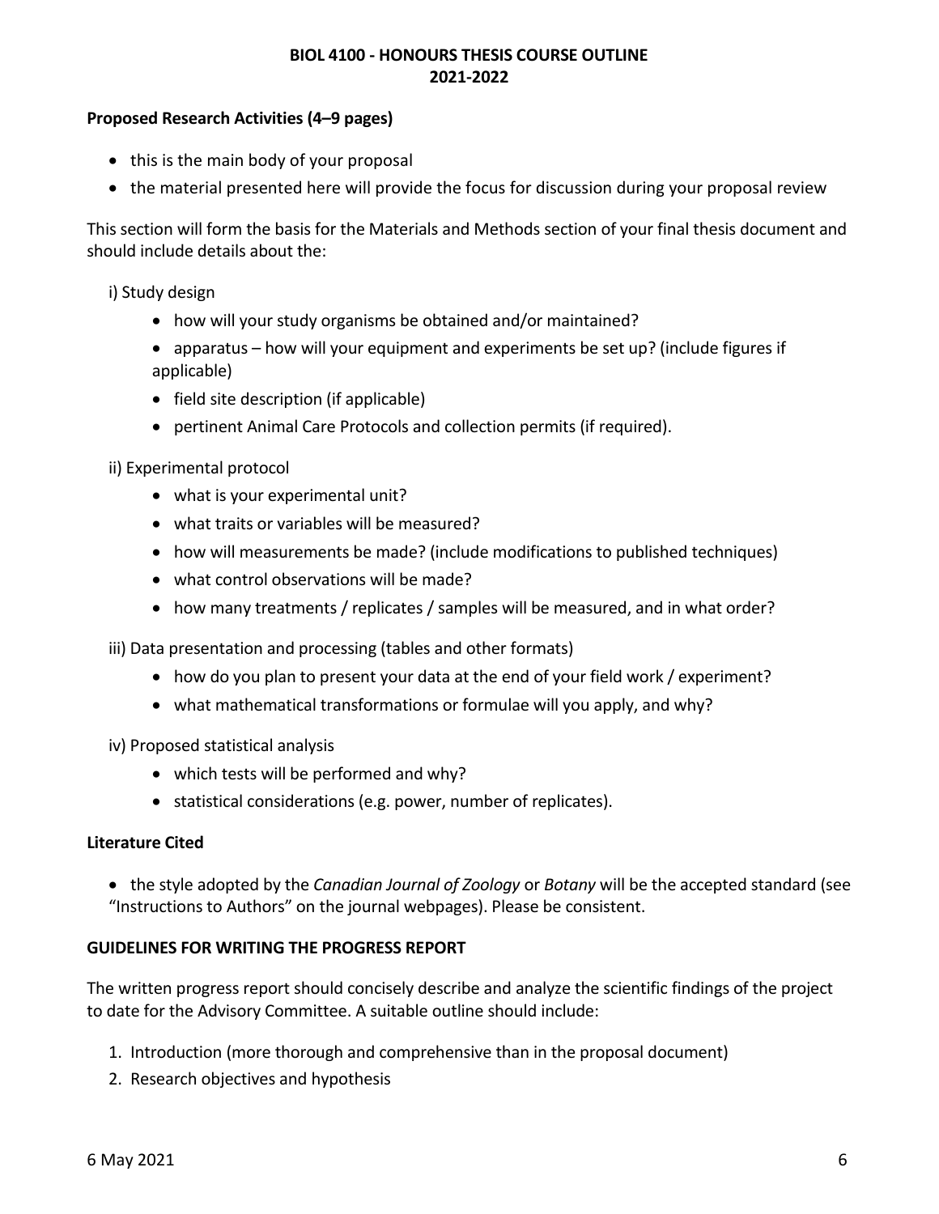**Proposed Research Activities (4–9 pages)**

- this is the main body of your proposal
- the material presented here will provide the focus for discussion during your proposal review

This section will form the basis for the Materials and Methods section of your final thesis document and should include details about the:

i) Study design

- how will your study organisms be obtained and/or maintained?
- apparatus – how will your equipment and experiments be set up? (include figures if applicable)
- field site description (if applicable)
- pertinent Animal Care Protocols and collection permits (if required).

ii) Experimental protocol

- what is your experimental unit?
- what traits or variables will be measured?
- how will measurements be made? (include modifications to published techniques)
- what control observations will be made?
- how many treatments / replicates / samples will be measured, and in what order?

iii) Data presentation and processing (tables and other formats)

- how do you plan to present your data at the end of your field work / experiment?
- what mathematical transformations or formulae will you apply, and why?

iv) Proposed statistical analysis

- which tests will be performed and why?
- statistical considerations (e.g. power, number of replicates).

**Literature Cited**

- the style adopted by the *Canadian Journal of Zoology* or *Botany* will be the accepted standard (see "Instructions to Authors" on the journal webpages). Please be consistent.

**GUIDELINES FOR WRITING THE PROGRESS REPORT**

The written progress report should concisely describe and analyze the scientific findings of the project to date for the Advisory Committee. A suitable outline should include:

1. Introduction (more thorough and comprehensive than in the proposal document)
2. Research objectives and hypothesis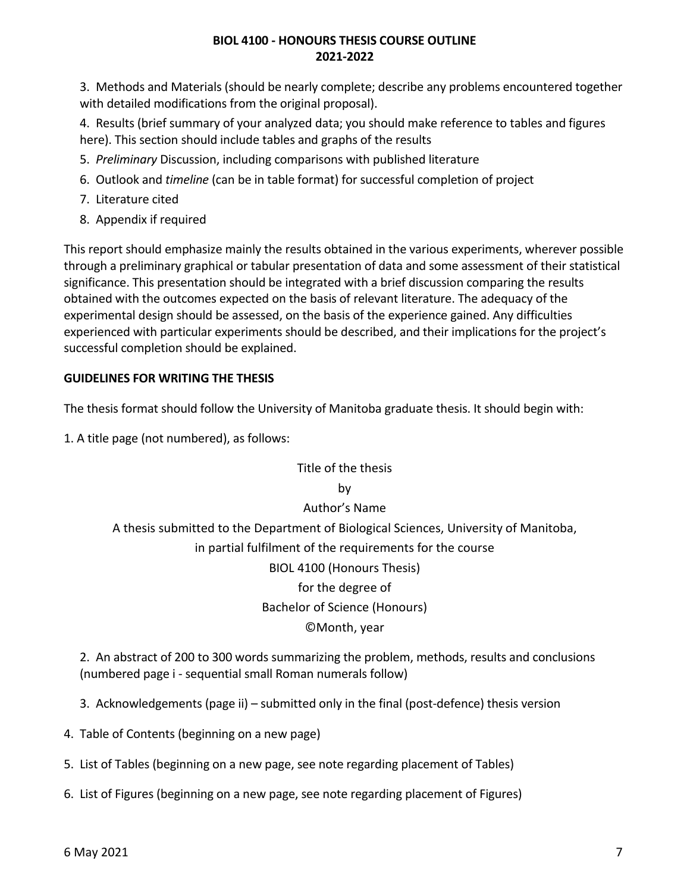3. Methods and Materials (should be nearly complete; describe any problems encountered together with detailed modifications from the original proposal).
4. Results (brief summary of your analyzed data; you should make reference to tables and figures here). This section should include tables and graphs of the results
5. *Preliminary* Discussion, including comparisons with published literature
6. Outlook and *timeline* (can be in table format) for successful completion of project
7. Literature cited
8. Appendix if required

This report should emphasize mainly the results obtained in the various experiments, wherever possible through a preliminary graphical or tabular presentation of data and some assessment of their statistical significance. This presentation should be integrated with a brief discussion comparing the results obtained with the outcomes expected on the basis of relevant literature. The adequacy of the experimental design should be assessed, on the basis of the experience gained. Any difficulties experienced with particular experiments should be described, and their implications for the project's successful completion should be explained.

**GUIDELINES FOR WRITING THE THESIS**

The thesis format should follow the University of Manitoba graduate thesis. It should begin with:

1. A title page (not numbered), as follows:

Title of the thesis

by

Author's Name

A thesis submitted to the Department of Biological Sciences, University of Manitoba,

in partial fulfilment of the requirements for the course

BIOL 4100 (Honours Thesis)

for the degree of

Bachelor of Science (Honours)

©Month, year

2. An abstract of 200 to 300 words summarizing the problem, methods, results and conclusions (numbered page i - sequential small Roman numerals follow)
3. Acknowledgements (page ii) – submitted only in the final (post-defence) thesis version
4. Table of Contents (beginning on a new page)
5. List of Tables (beginning on a new page, see note regarding placement of Tables)
6. List of Figures (beginning on a new page, see note regarding placement of Figures)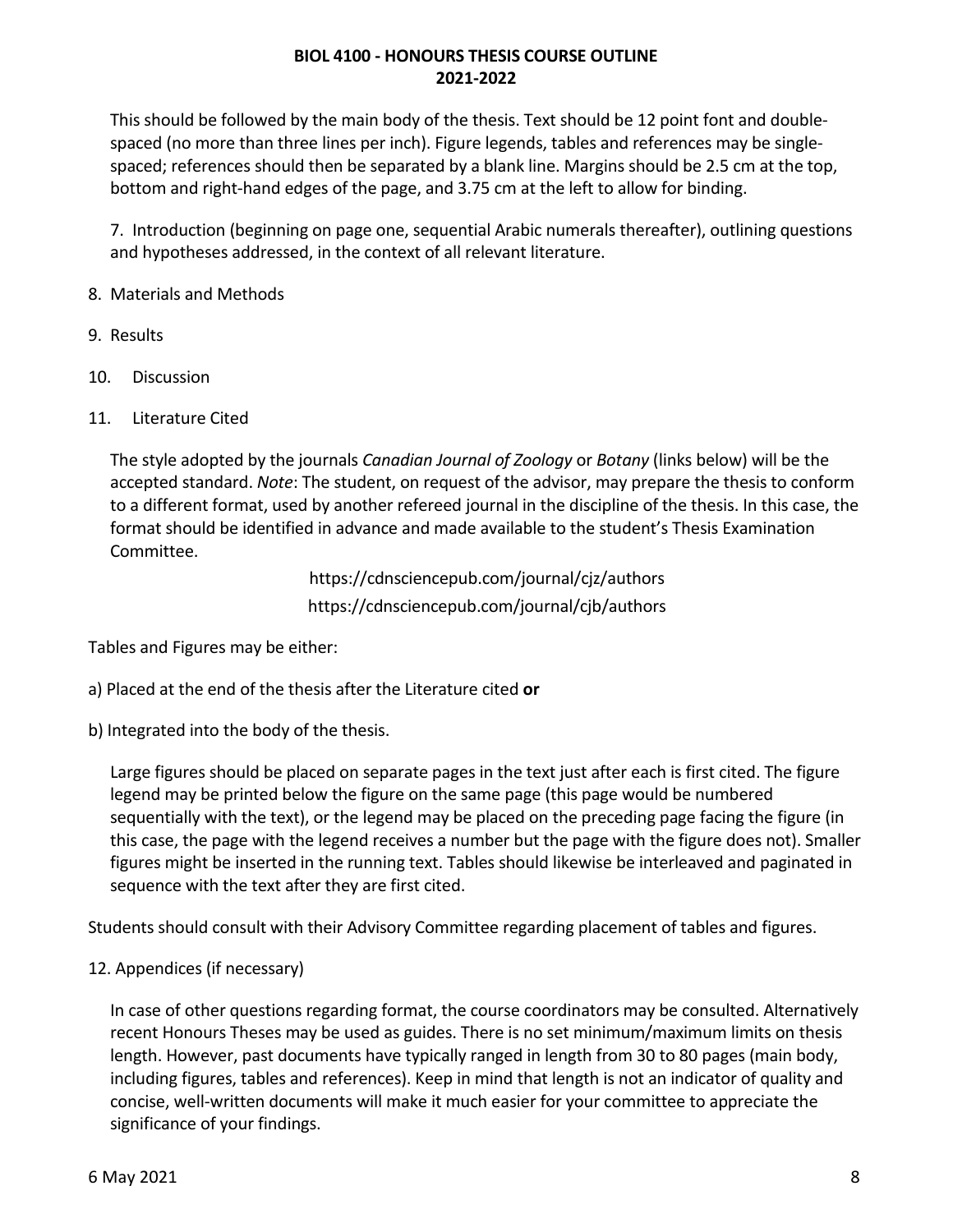This should be followed by the main body of the thesis. Text should be 12 point font and double-spaced (no more than three lines per inch). Figure legends, tables and references may be single-spaced; references should then be separated by a blank line. Margins should be 2.5 cm at the top, bottom and right-hand edges of the page, and 3.75 cm at the left to allow for binding.

7. Introduction (beginning on page one, sequential Arabic numerals thereafter), outlining questions and hypotheses addressed, in the context of all relevant literature.

8. Materials and Methods

9. Results

10. Discussion

11. Literature Cited

The style adopted by the journals *Canadian Journal of Zoology* or *Botany* (links below) will be the accepted standard. *Note*: The student, on request of the advisor, may prepare the thesis to conform to a different format, used by another refereed journal in the discipline of the thesis. In this case, the format should be identified in advance and made available to the student's Thesis Examination Committee.

https://cdnsciencepub.com/journal/cjz/authors

https://cdnsciencepub.com/journal/cjb/authors

Tables and Figures may be either:

a) Placed at the end of the thesis after the Literature cited **or**

b) Integrated into the body of the thesis.

Large figures should be placed on separate pages in the text just after each is first cited. The figure legend may be printed below the figure on the same page (this page would be numbered sequentially with the text), or the legend may be placed on the preceding page facing the figure (in this case, the page with the legend receives a number but the page with the figure does not). Smaller figures might be inserted in the running text. Tables should likewise be interleaved and paginated in sequence with the text after they are first cited.

Students should consult with their Advisory Committee regarding placement of tables and figures.

12. Appendices (if necessary)

In case of other questions regarding format, the course coordinators may be consulted. Alternatively recent Honours Theses may be used as guides. There is no set minimum/maximum limits on thesis length. However, past documents have typically ranged in length from 30 to 80 pages (main body, including figures, tables and references). Keep in mind that length is not an indicator of quality and concise, well-written documents will make it much easier for your committee to appreciate the significance of your findings.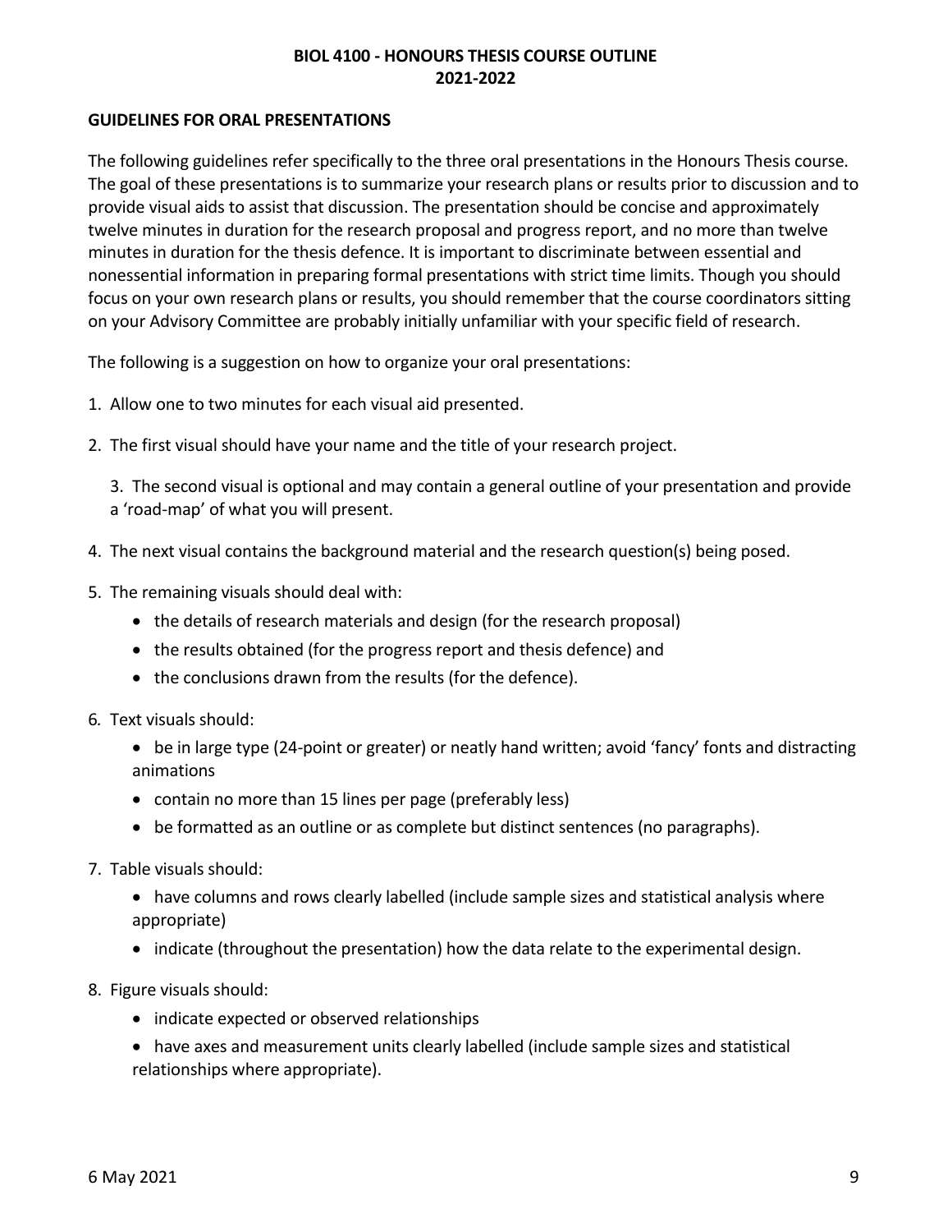## GUIDELINES FOR ORAL PRESENTATIONS

The following guidelines refer specifically to the three oral presentations in the Honours Thesis course. The goal of these presentations is to summarize your research plans or results prior to discussion and to provide visual aids to assist that discussion. The presentation should be concise and approximately twelve minutes in duration for the research proposal and progress report, and no more than twelve minutes in duration for the thesis defence. It is important to discriminate between essential and nonessential information in preparing formal presentations with strict time limits. Though you should focus on your own research plans or results, you should remember that the course coordinators sitting on your Advisory Committee are probably initially unfamiliar with your specific field of research.

The following is a suggestion on how to organize your oral presentations:

1. Allow one to two minutes for each visual aid presented.
2. The first visual should have your name and the title of your research project.
3. The second visual is optional and may contain a general outline of your presentation and provide a 'road-map' of what you will present.
4. The next visual contains the background material and the research question(s) being posed.
5. The remaining visuals should deal with:
   - the details of research materials and design (for the research proposal)
   - the results obtained (for the progress report and thesis defence) and
   - the conclusions drawn from the results (for the defence).
6. Text visuals should:
   - be in large type (24-point or greater) or neatly hand written; avoid 'fancy' fonts and distracting animations
   - contain no more than 15 lines per page (preferably less)
   - be formatted as an outline or as complete but distinct sentences (no paragraphs).
7. Table visuals should:
   - have columns and rows clearly labelled (include sample sizes and statistical analysis where appropriate)
   - indicate (throughout the presentation) how the data relate to the experimental design.
8. Figure visuals should:
   - indicate expected or observed relationships
   - have axes and measurement units clearly labelled (include sample sizes and statistical relationships where appropriate).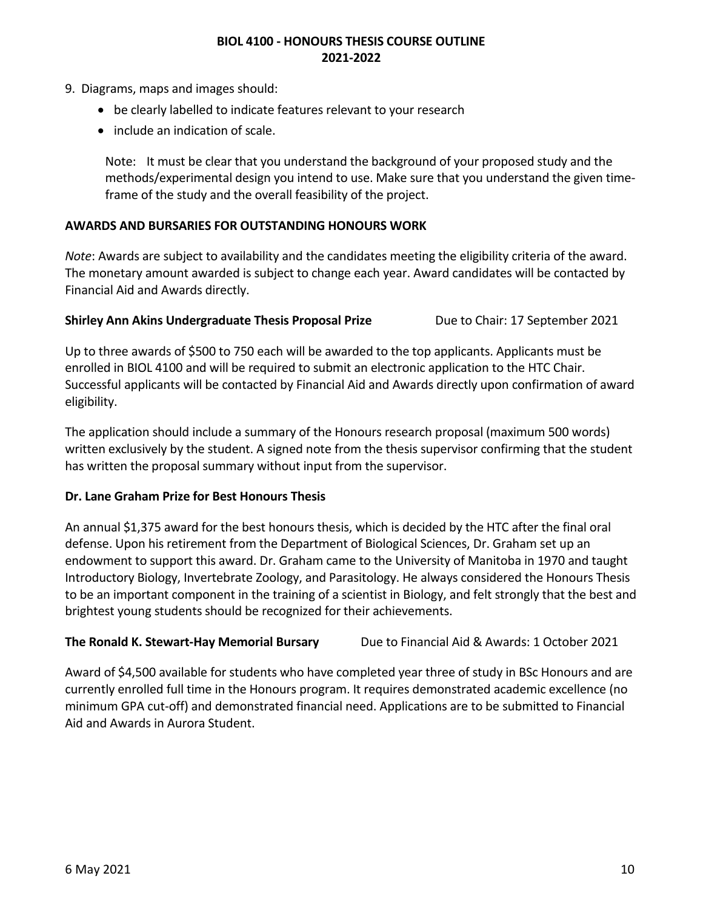9. Diagrams, maps and images should:
   - be clearly labelled to indicate features relevant to your research
   - include an indication of scale.

   Note: It must be clear that you understand the background of your proposed study and the methods/experimental design you intend to use. Make sure that you understand the given time-frame of the study and the overall feasibility of the project.

## AWARDS AND BURSARIES FOR OUTSTANDING HONOURS WORK

*Note*: Awards are subject to availability and the candidates meeting the eligibility criteria of the award. The monetary amount awarded is subject to change each year. Award candidates will be contacted by Financial Aid and Awards directly.

**Shirley Ann Akins Undergraduate Thesis Proposal Prize** Due to Chair: 17 September 2021

Up to three awards of $500 to 750 each will be awarded to the top applicants. Applicants must be enrolled in BIOL 4100 and will be required to submit an electronic application to the HTC Chair. Successful applicants will be contacted by Financial Aid and Awards directly upon confirmation of award eligibility.

The application should include a summary of the Honours research proposal (maximum 500 words) written exclusively by the student. A signed note from the thesis supervisor confirming that the student has written the proposal summary without input from the supervisor.

**Dr. Lane Graham Prize for Best Honours Thesis**

An annual $1,375 award for the best honours thesis, which is decided by the HTC after the final oral defense. Upon his retirement from the Department of Biological Sciences, Dr. Graham set up an endowment to support this award. Dr. Graham came to the University of Manitoba in 1970 and taught Introductory Biology, Invertebrate Zoology, and Parasitology. He always considered the Honours Thesis to be an important component in the training of a scientist in Biology, and felt strongly that the best and brightest young students should be recognized for their achievements.

**The Ronald K. Stewart-Hay Memorial Bursary** Due to Financial Aid & Awards: 1 October 2021

Award of $4,500 available for students who have completed year three of study in BSc Honours and are currently enrolled full time in the Honours program. It requires demonstrated academic excellence (no minimum GPA cut-off) and demonstrated financial need. Applications are to be submitted to Financial Aid and Awards in Aurora Student.